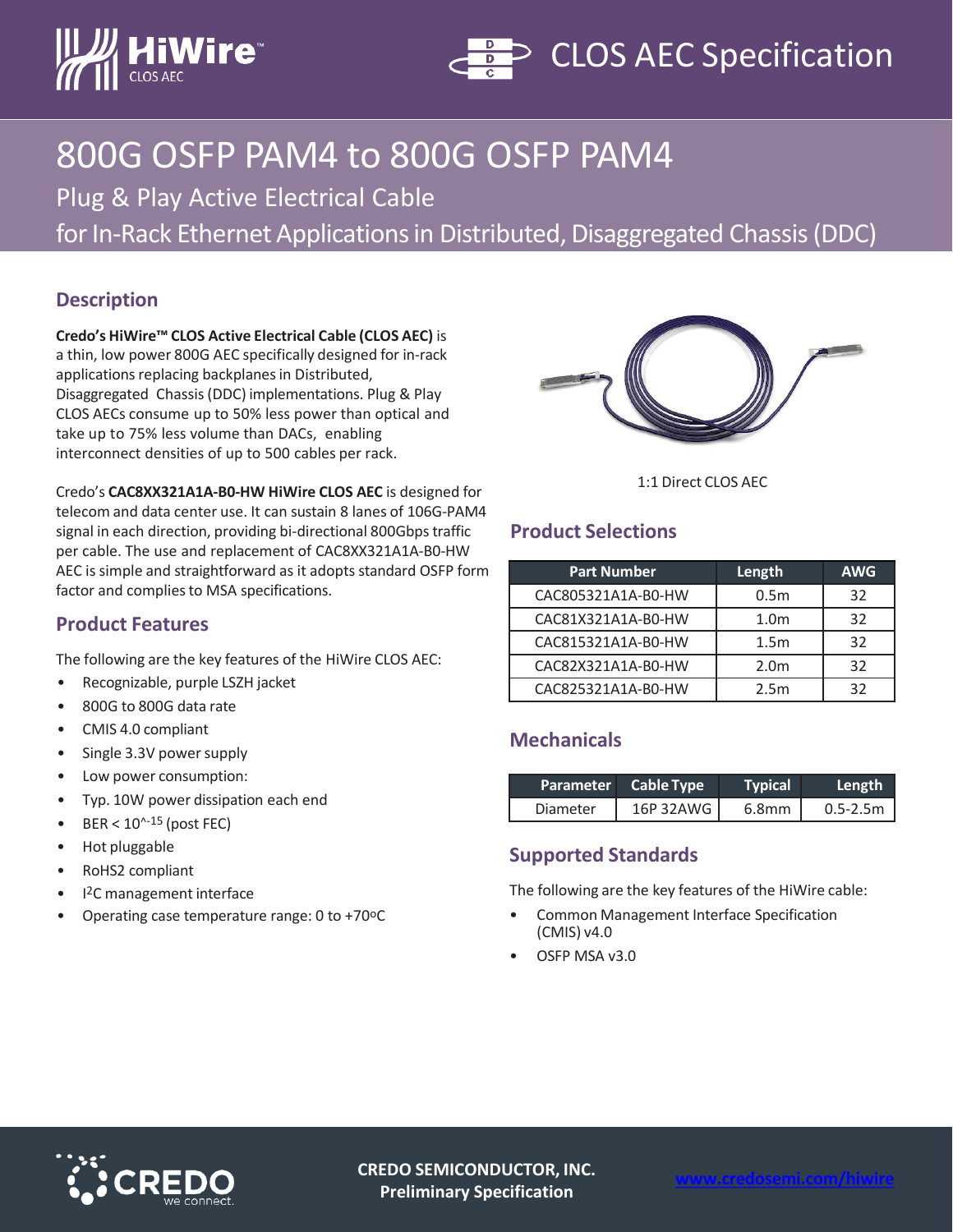# CLOS AEC Specification

# 800G OSFP PAM4 to 800G OSFP PAM4

Plug & Play Active Electrical Cable

for In-Rack Ethernet Applications in Distributed, Disaggregated Chassis (DDC)

## Description

**Credo's HiWire™ CLOS Active Electrical Cable (CLOS AEC)** is a thin, low power 800G AEC specifically designed for in-rack applications replacing backplanes in Distributed, Disaggregated Chassis (DDC) implementations. Plug & Play CLOS AECs consume up to 50% less power than optical and take up to 75% less volume than DACs, enabling interconnect densities of up to 500 cables per rack.

Credo's **CAC8XX321A1A-B0-HW HiWire CLOS AEC** is designed for telecom and data center use. It can sustain 8 lanes of 106G-PAM4 signal in each direction, providing bi-directional 800Gbps traffic per cable. The use and replacement of CAC8XX321A1A-B0-HW AEC is simple and straightforward as it adopts standard OSFP form factor and complies to MSA specifications.

## Product Features

The following are the key features of the HiWire CLOS AEC:

- Recognizable, purple LSZH jacket
- 800G to 800G data rate
- CMIS 4.0 compliant
- Single 3.3V power supply
- Low power consumption:
- Typ. 10W power dissipation each end
- BER < $10^{-15}$ (post FEC)
- Hot pluggable
- RoHS2 compliant
- I²C management interface
- Operating case temperature range: 0 to +70ºC

1:1 Direct CLOS AEC

## Product Selections

| Part Number | Length | AWG |
|---|---|---|
| CAC805321A1A-B0-HW | 0.5m | 32 |
| CAC81X321A1A-B0-HW | 1.0m | 32 |
| CAC815321A1A-B0-HW | 1.5m | 32 |
| CAC82X321A1A-B0-HW | 2.0m | 32 |
| CAC825321A1A-B0-HW | 2.5m | 32 |

## Mechanicals

| Parameter | Cable Type | Typical | Length |
|---|---|---|---|
| Diameter | 16P 32AWG | 6.8mm | 0.5-2.5m |

## Supported Standards

The following are the key features of the HiWire cable:

- Common Management Interface Specification (CMIS) v4.0
- OSFP MSA v3.0

CREDO SEMICONDUCTOR, INC.
Preliminary Specification

www.credosemi.com/hiwire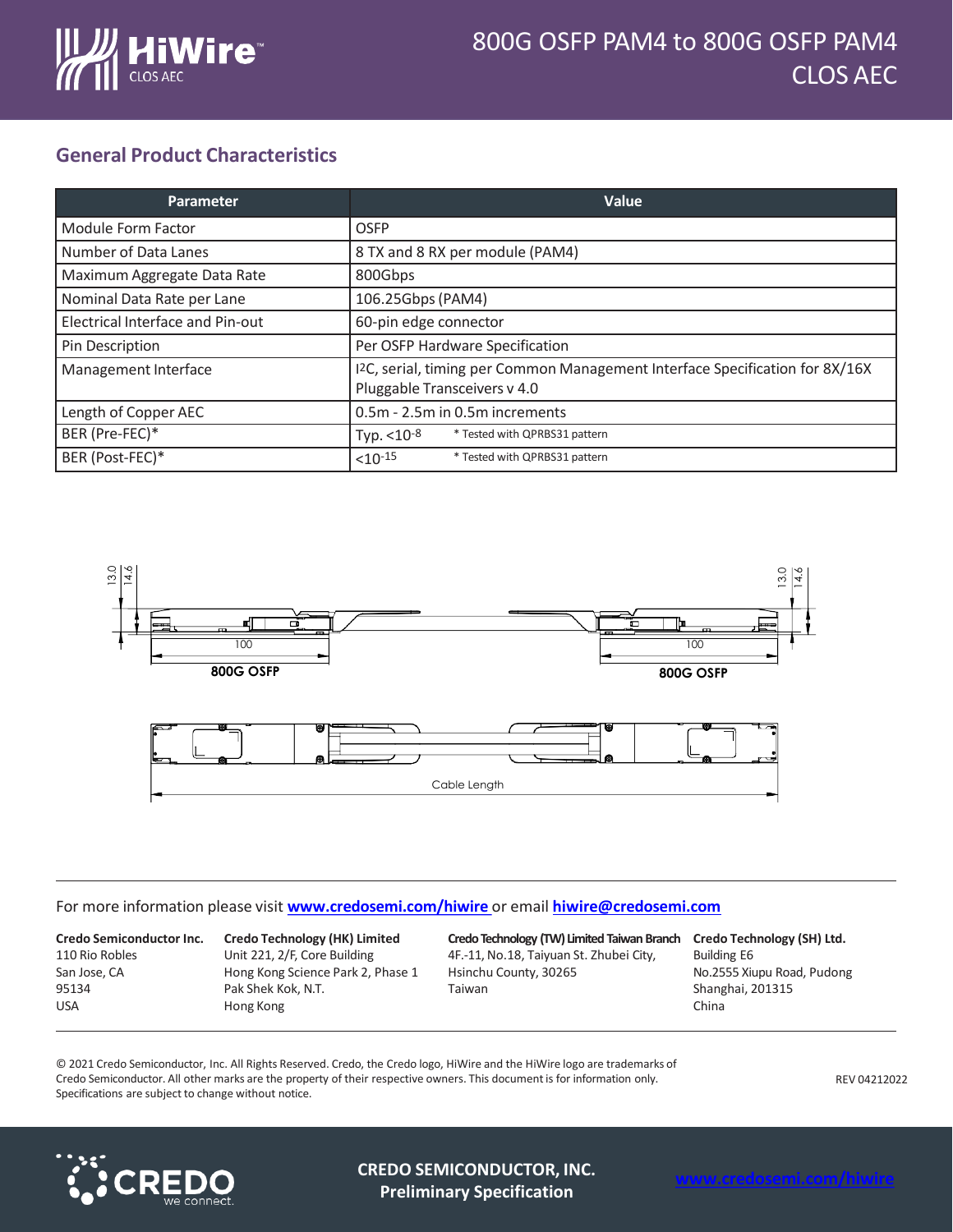## General Product Characteristics

| Parameter | Value |
|---|---|
| Module Form Factor | OSFP |
| Number of Data Lanes | 8 TX and 8 RX per module (PAM4) |
| Maximum Aggregate Data Rate | 800Gbps |
| Nominal Data Rate per Lane | 106.25Gbps (PAM4) |
| Electrical Interface and Pin-out | 60-pin edge connector |
| Pin Description | Per OSFP Hardware Specification |
| Management Interface | I2C, serial, timing per Common Management Interface Specification for 8X/16X Pluggable Transceivers v 4.0 |
| Length of Copper AEC | 0.5m - 2.5m in 0.5m increments |
| BER (Pre-FEC)* | Typ. $<10^{-8}$ * Tested with QPRBS31 pattern |
| BER (Post-FEC)* | $<10^{-15}$ * Tested with QPRBS31 pattern |

13.0
14.6
100
800G OSFP

13.0
14.6
100
800G OSFP

Cable Length

For more information please visit **www.credosemi.com/hiwire** or email **hiwire@credosemi.com**

**Credo Semiconductor Inc.**
110 Rio Robles
San Jose, CA
95134
USA

**Credo Technology (HK) Limited**
Unit 221, 2/F, Core Building
Hong Kong Science Park 2, Phase 1
Pak Shek Kok, N.T.
Hong Kong

**Credo Technology (TW) Limited Taiwan Branch**
4F.-11, No.18, Taiyuan St. Zhubei City,
Hsinchu County, 30265
Taiwan

**Credo Technology (SH) Ltd.**
Building E6
No.2555 Xiupu Road, Pudong
Shanghai, 201315
China

© 2021 Credo Semiconductor, Inc. All Rights Reserved. Credo, the Credo logo, HiWire and the HiWire logo are trademarks of Credo Semiconductor. All other marks are the property of their respective owners. This document is for information only. Specifications are subject to change without notice.

REV 04212022

**CREDO SEMICONDUCTOR, INC.**
**Preliminary Specification**

www.credosemi.com/hiwire